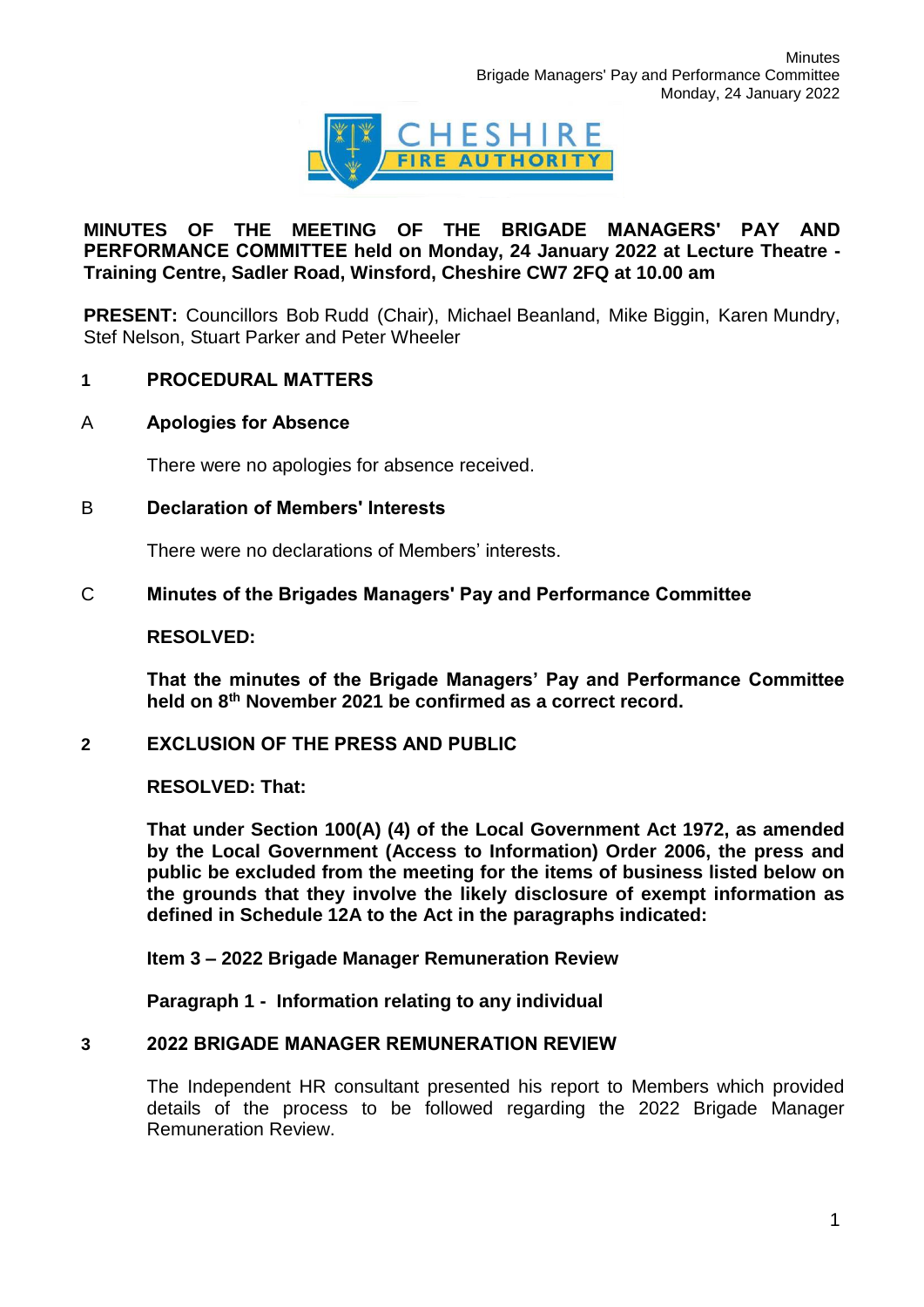# MINUTES OF THE MEETING OF THE BRIGADE MANAGERS' PAY AND PERFORMANCE COMMITTEE held on Monday, 24 January 2022 at Lecture Theatre - Training Centre, Sadler Road, Winsford, Cheshire CW7 2FQ at 10.00 am

**PRESENT:** Councillors Bob Rudd (Chair), Michael Beanland, Mike Biggin, Karen Mundry, Stef Nelson, Stuart Parker and Peter Wheeler

## 1 PROCEDURAL MATTERS

### A Apologies for Absence

There were no apologies for absence received.

### B Declaration of Members' Interests

There were no declarations of Members' interests.

### C Minutes of the Brigades Managers' Pay and Performance Committee

**RESOLVED:**

**That the minutes of the Brigade Managers' Pay and Performance Committee held on 8th November 2021 be confirmed as a correct record.**

## 2 EXCLUSION OF THE PRESS AND PUBLIC

**RESOLVED: That:**

**That under Section 100(A) (4) of the Local Government Act 1972, as amended by the Local Government (Access to Information) Order 2006, the press and public be excluded from the meeting for the items of business listed below on the grounds that they involve the likely disclosure of exempt information as defined in Schedule 12A to the Act in the paragraphs indicated:**

**Item 3 – 2022 Brigade Manager Remuneration Review**

**Paragraph 1 - Information relating to any individual**

## 3 2022 BRIGADE MANAGER REMUNERATION REVIEW

The Independent HR consultant presented his report to Members which provided details of the process to be followed regarding the 2022 Brigade Manager Remuneration Review.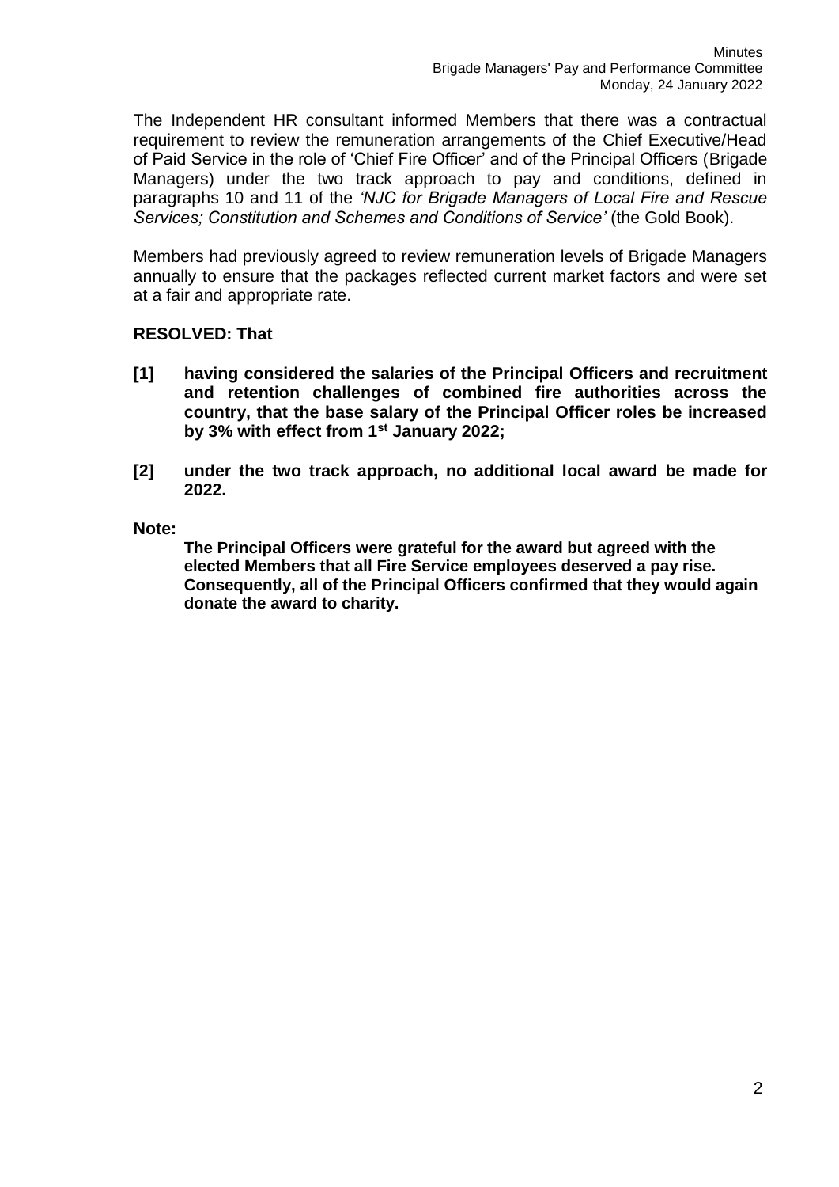The Independent HR consultant informed Members that there was a contractual requirement to review the remuneration arrangements of the Chief Executive/Head of Paid Service in the role of 'Chief Fire Officer' and of the Principal Officers (Brigade Managers) under the two track approach to pay and conditions, defined in paragraphs 10 and 11 of the *'NJC for Brigade Managers of Local Fire and Rescue Services; Constitution and Schemes and Conditions of Service'* (the Gold Book).

Members had previously agreed to review remuneration levels of Brigade Managers annually to ensure that the packages reflected current market factors and were set at a fair and appropriate rate.

**RESOLVED: That**

**[1] having considered the salaries of the Principal Officers and recruitment and retention challenges of combined fire authorities across the country, that the base salary of the Principal Officer roles be increased by 3% with effect from 1st January 2022;**

**[2] under the two track approach, no additional local award be made for 2022.**

**Note:**

**The Principal Officers were grateful for the award but agreed with the elected Members that all Fire Service employees deserved a pay rise. Consequently, all of the Principal Officers confirmed that they would again donate the award to charity.**